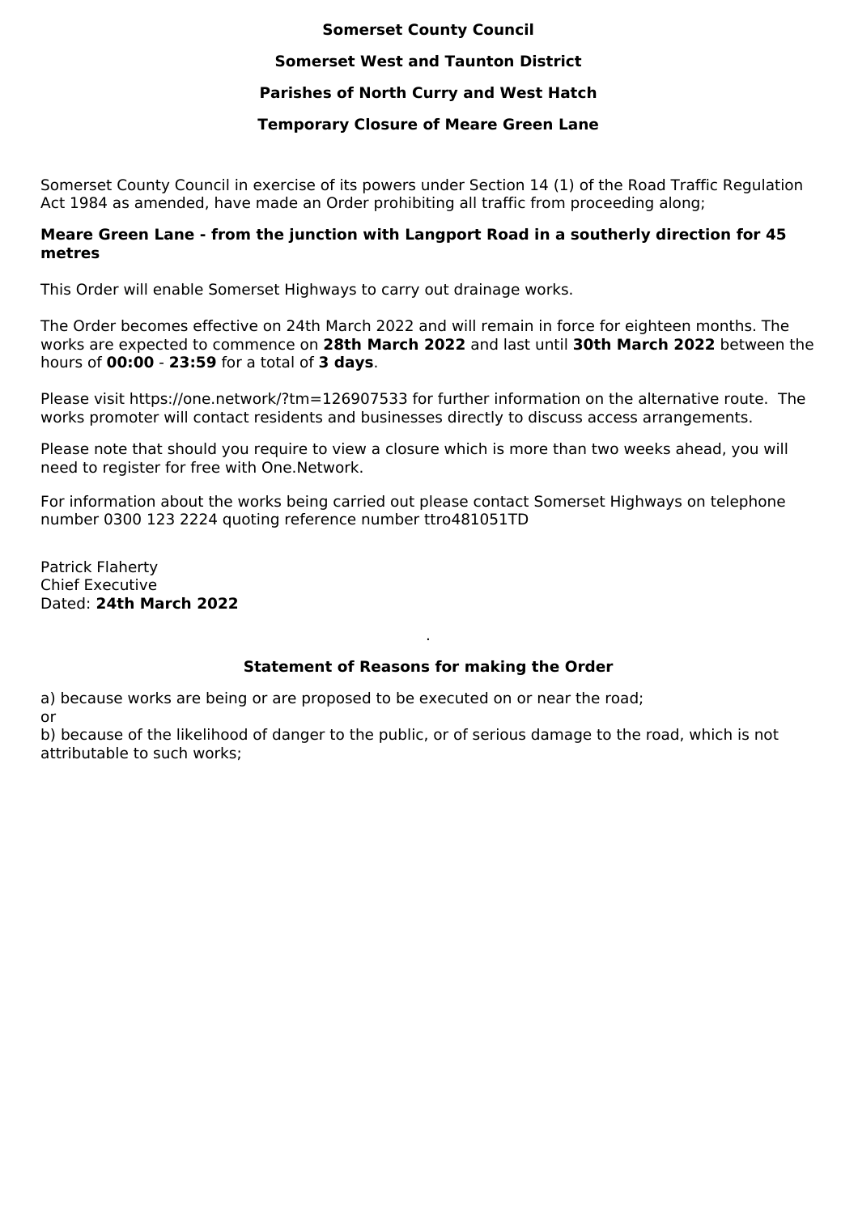**Somerset County Council**

**Somerset West and Taunton District**

**Parishes of North Curry and West Hatch**

**Temporary Closure of Meare Green Lane**

Somerset County Council in exercise of its powers under Section 14 (1) of the Road Traffic Regulation Act 1984 as amended, have made an Order prohibiting all traffic from proceeding along;

**Meare Green Lane - from the junction with Langport Road in a southerly direction for 45 metres**

This Order will enable Somerset Highways to carry out drainage works.

The Order becomes effective on 24th March 2022 and will remain in force for eighteen months. The works are expected to commence on **28th March 2022** and last until **30th March 2022** between the hours of **00:00** - **23:59** for a total of **3 days**.

Please visit https://one.network/?tm=126907533 for further information on the alternative route. The works promoter will contact residents and businesses directly to discuss access arrangements.

Please note that should you require to view a closure which is more than two weeks ahead, you will need to register for free with One.Network.

For information about the works being carried out please contact Somerset Highways on telephone number 0300 123 2224 quoting reference number ttro481051TD

Patrick Flaherty
Chief Executive
Dated: **24th March 2022**

**Statement of Reasons for making the Order**

a) because works are being or are proposed to be executed on or near the road;
or
b) because of the likelihood of danger to the public, or of serious damage to the road, which is not attributable to such works;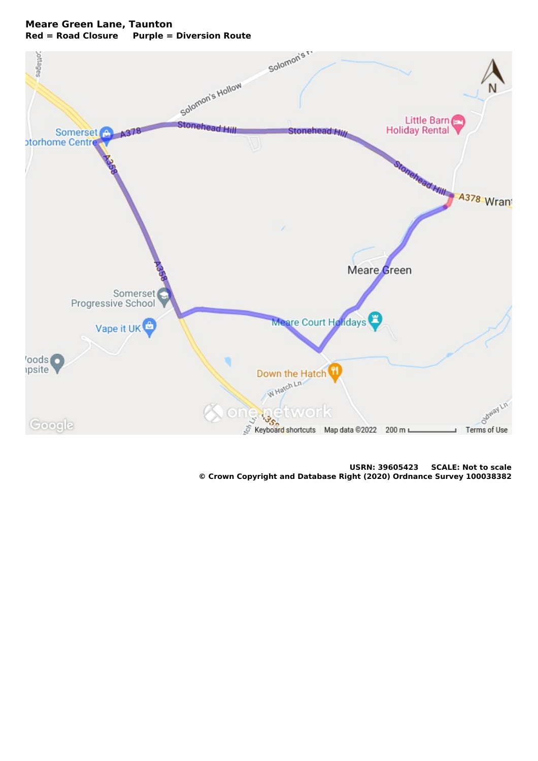**Meare Green Lane, Taunton**
**Red = Road Closure     Purple = Diversion Route**

Solomon's Hollow
Stonehead Hill
Stonehead Hill
Stonehead Hill
A378
A378 Wrant
A358
A358
Somerset Motorhome Centre
Little Barn Holiday Rental
Meare Green
Somerset Progressive School
Vape it UK
Meare Court Holidays
Down the Hatch
W Hatch Ln
Oldway Ln
Google
one.network
Keyboard shortcuts   Map data ©2022   200 m   Terms of Use
N

**USRN: 39605423     SCALE: Not to scale**
**© Crown Copyright and Database Right (2020) Ordnance Survey 100038382**